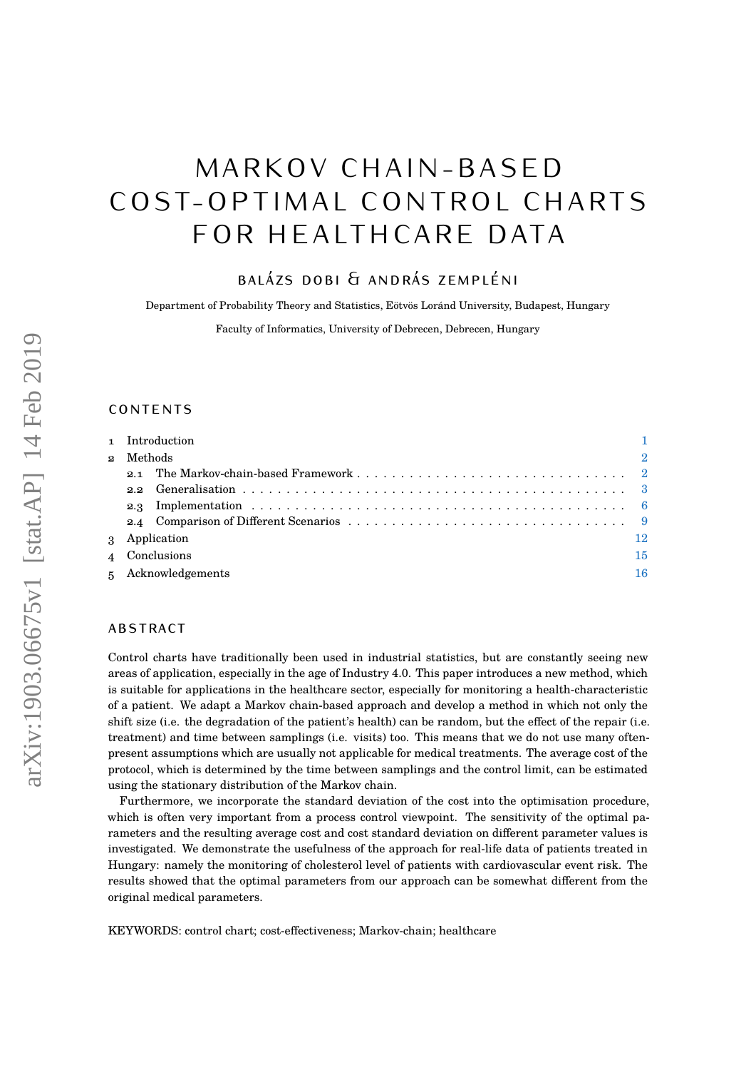# MARKOV CHAIN-BASED COST-OPTIMAL CONTROL CHARTS FOR HEALTHCARE DATA

BALÁZS DOBI & ANDRÁS ZEMPLÉNI

Department of Probability Theory and Statistics, Eötvös Loránd University, Budapest, Hungary

Faculty of Informatics, University of Debrecen, Debrecen, Hungary

## CONTENTS

1 Introduction 1
2 Methods 2
  2.1 The Markov-chain-based Framework 2
  2.2 Generalisation 3
  2.3 Implementation 6
  2.4 Comparison of Different Scenarios 9
3 Application 12
4 Conclusions 15
5 Acknowledgements 16

## ABSTRACT

Control charts have traditionally been used in industrial statistics, but are constantly seeing new areas of application, especially in the age of Industry 4.0. This paper introduces a new method, which is suitable for applications in the healthcare sector, especially for monitoring a health-characteristic of a patient. We adapt a Markov chain-based approach and develop a method in which not only the shift size (i.e. the degradation of the patient's health) can be random, but the effect of the repair (i.e. treatment) and time between samplings (i.e. visits) too. This means that we do not use many often-present assumptions which are usually not applicable for medical treatments. The average cost of the protocol, which is determined by the time between samplings and the control limit, can be estimated using the stationary distribution of the Markov chain.

Furthermore, we incorporate the standard deviation of the cost into the optimisation procedure, which is often very important from a process control viewpoint. The sensitivity of the optimal parameters and the resulting average cost and cost standard deviation on different parameter values is investigated. We demonstrate the usefulness of the approach for real-life data of patients treated in Hungary: namely the monitoring of cholesterol level of patients with cardiovascular event risk. The results showed that the optimal parameters from our approach can be somewhat different from the original medical parameters.

KEYWORDS: control chart; cost-effectiveness; Markov-chain; healthcare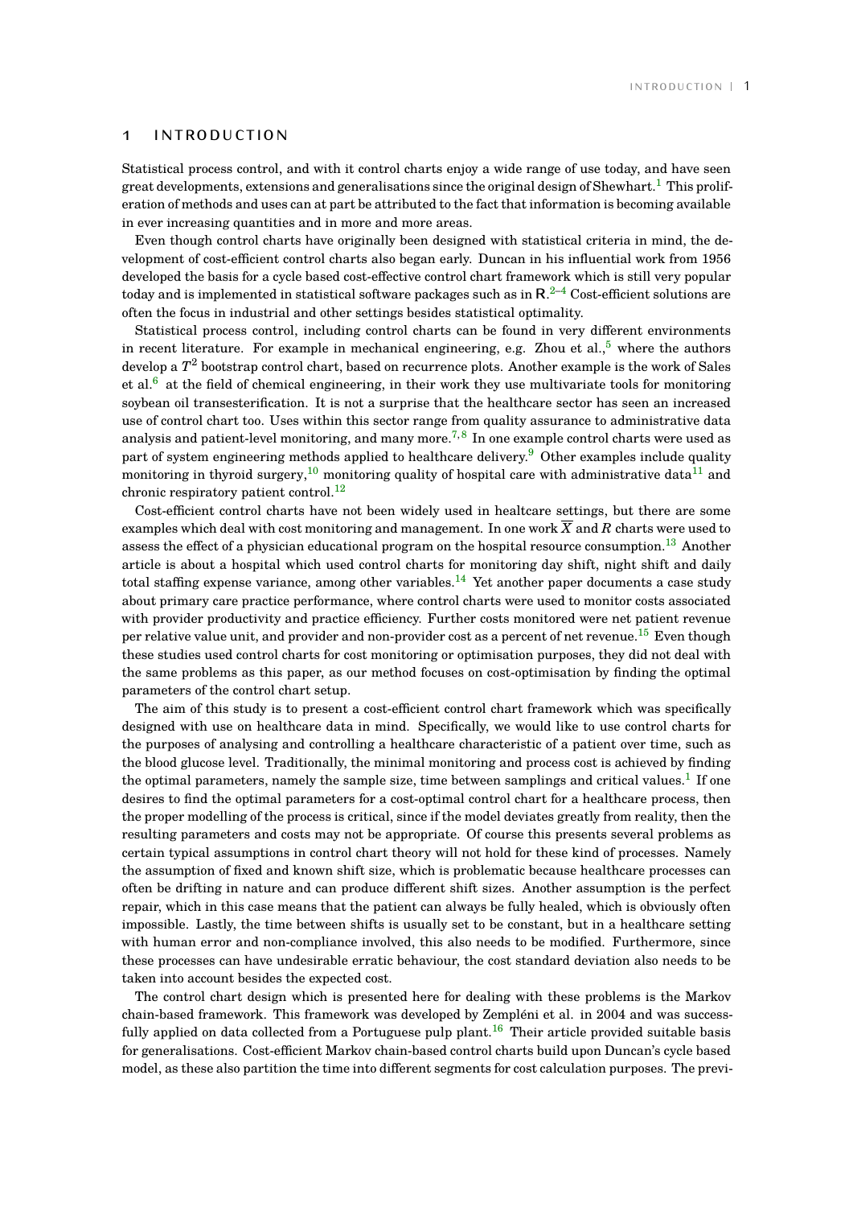# 1 INTRODUCTION

Statistical process control, and with it control charts enjoy a wide range of use today, and have seen great developments, extensions and generalisations since the original design of Shewhart.[1] This proliferation of methods and uses can at part be attributed to the fact that information is becoming available in ever increasing quantities and in more and more areas.

Even though control charts have originally been designed with statistical criteria in mind, the development of cost-efficient control charts also began early. Duncan in his influential work from 1956 developed the basis for a cycle based cost-effective control chart framework which is still very popular today and is implemented in statistical software packages such as in R.[2–4] Cost-efficient solutions are often the focus in industrial and other settings besides statistical optimality.

Statistical process control, including control charts can be found in very different environments in recent literature. For example in mechanical engineering, e.g. Zhou et al.,[5] where the authors develop a $T^2$ bootstrap control chart, based on recurrence plots. Another example is the work of Sales et al.[6] at the field of chemical engineering, in their work they use multivariate tools for monitoring soybean oil transesterification. It is not a surprise that the healthcare sector has seen an increased use of control chart too. Uses within this sector range from quality assurance to administrative data analysis and patient-level monitoring, and many more.[7,8] In one example control charts were used as part of system engineering methods applied to healthcare delivery.[9] Other examples include quality monitoring in thyroid surgery,[10] monitoring quality of hospital care with administrative data[11] and chronic respiratory patient control.[12]

Cost-efficient control charts have not been widely used in healtcare settings, but there are some examples which deal with cost monitoring and management. In one work $\overline{X}$ and $R$ charts were used to assess the effect of a physician educational program on the hospital resource consumption.[13] Another article is about a hospital which used control charts for monitoring day shift, night shift and daily total staffing expense variance, among other variables.[14] Yet another paper documents a case study about primary care practice performance, where control charts were used to monitor costs associated with provider productivity and practice efficiency. Further costs monitored were net patient revenue per relative value unit, and provider and non-provider cost as a percent of net revenue.[15] Even though these studies used control charts for cost monitoring or optimisation purposes, they did not deal with the same problems as this paper, as our method focuses on cost-optimisation by finding the optimal parameters of the control chart setup.

The aim of this study is to present a cost-efficient control chart framework which was specifically designed with use on healthcare data in mind. Specifically, we would like to use control charts for the purposes of analysing and controlling a healthcare characteristic of a patient over time, such as the blood glucose level. Traditionally, the minimal monitoring and process cost is achieved by finding the optimal parameters, namely the sample size, time between samplings and critical values.[1] If one desires to find the optimal parameters for a cost-optimal control chart for a healthcare process, then the proper modelling of the process is critical, since if the model deviates greatly from reality, then the resulting parameters and costs may not be appropriate. Of course this presents several problems as certain typical assumptions in control chart theory will not hold for these kind of processes. Namely the assumption of fixed and known shift size, which is problematic because healthcare processes can often be drifting in nature and can produce different shift sizes. Another assumption is the perfect repair, which in this case means that the patient can always be fully healed, which is obviously often impossible. Lastly, the time between shifts is usually set to be constant, but in a healthcare setting with human error and non-compliance involved, this also needs to be modified. Furthermore, since these processes can have undesirable erratic behaviour, the cost standard deviation also needs to be taken into account besides the expected cost.

The control chart design which is presented here for dealing with these problems is the Markov chain-based framework. This framework was developed by Zempléni et al. in 2004 and was successfully applied on data collected from a Portuguese pulp plant.[16] Their article provided suitable basis for generalisations. Cost-efficient Markov chain-based control charts build upon Duncan's cycle based model, as these also partition the time into different segments for cost calculation purposes. The previ-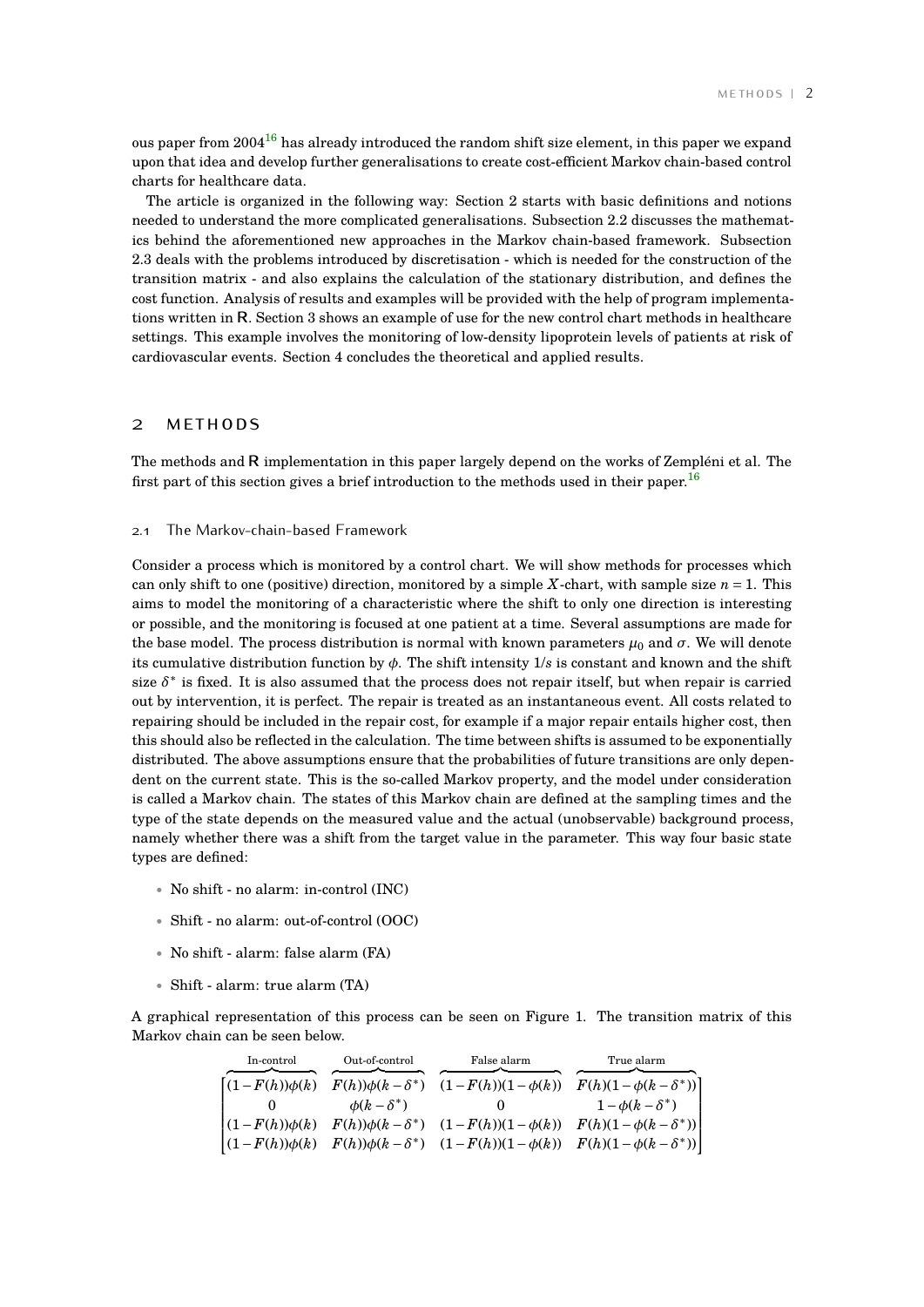ous paper from 2004[16] has already introduced the random shift size element, in this paper we expand upon that idea and develop further generalisations to create cost-efficient Markov chain-based control charts for healthcare data.

The article is organized in the following way: Section 2 starts with basic definitions and notions needed to understand the more complicated generalisations. Subsection 2.2 discusses the mathematics behind the aforementioned new approaches in the Markov chain-based framework. Subsection 2.3 deals with the problems introduced by discretisation - which is needed for the construction of the transition matrix - and also explains the calculation of the stationary distribution, and defines the cost function. Analysis of results and examples will be provided with the help of program implementations written in R. Section 3 shows an example of use for the new control chart methods in healthcare settings. This example involves the monitoring of low-density lipoprotein levels of patients at risk of cardiovascular events. Section 4 concludes the theoretical and applied results.

## 2 METHODS

The methods and R implementation in this paper largely depend on the works of Zempléni et al. The first part of this section gives a brief introduction to the methods used in their paper.[16]

### 2.1 The Markov-chain-based Framework

Consider a process which is monitored by a control chart. We will show methods for processes which can only shift to one (positive) direction, monitored by a simple $X$-chart, with sample size $n = 1$. This aims to model the monitoring of a characteristic where the shift to only one direction is interesting or possible, and the monitoring is focused at one patient at a time. Several assumptions are made for the base model. The process distribution is normal with known parameters $\mu_0$ and $\sigma$. We will denote its cumulative distribution function by $\phi$. The shift intensity $1/s$ is constant and known and the shift size $\delta^*$ is fixed. It is also assumed that the process does not repair itself, but when repair is carried out by intervention, it is perfect. The repair is treated as an instantaneous event. All costs related to repairing should be included in the repair cost, for example if a major repair entails higher cost, then this should also be reflected in the calculation. The time between shifts is assumed to be exponentially distributed. The above assumptions ensure that the probabilities of future transitions are only dependent on the current state. This is the so-called Markov property, and the model under consideration is called a Markov chain. The states of this Markov chain are defined at the sampling times and the type of the state depends on the measured value and the actual (unobservable) background process, namely whether there was a shift from the target value in the parameter. This way four basic state types are defined:

- No shift - no alarm: in-control (INC)
- Shift - no alarm: out-of-control (OOC)
- No shift - alarm: false alarm (FA)
- Shift - alarm: true alarm (TA)

A graphical representation of this process can be seen on Figure 1. The transition matrix of this Markov chain can be seen below.

$$
\begin{bmatrix}
\overbrace{(1-F(h))\phi(k)}^{\text{In-control}} & \overbrace{F(h))\phi(k-\delta^*)}^{\text{Out-of-control}} & \overbrace{(1-F(h))(1-\phi(k))}^{\text{False alarm}} & \overbrace{F(h)(1-\phi(k-\delta^*))}^{\text{True alarm}} \\
0 & \phi(k-\delta^*) & 0 & 1-\phi(k-\delta^*) \\
(1-F(h))\phi(k) & F(h))\phi(k-\delta^*) & (1-F(h))(1-\phi(k)) & F(h)(1-\phi(k-\delta^*)) \\
(1-F(h))\phi(k) & F(h))\phi(k-\delta^*) & (1-F(h))(1-\phi(k)) & F(h)(1-\phi(k-\delta^*))
\end{bmatrix}
$$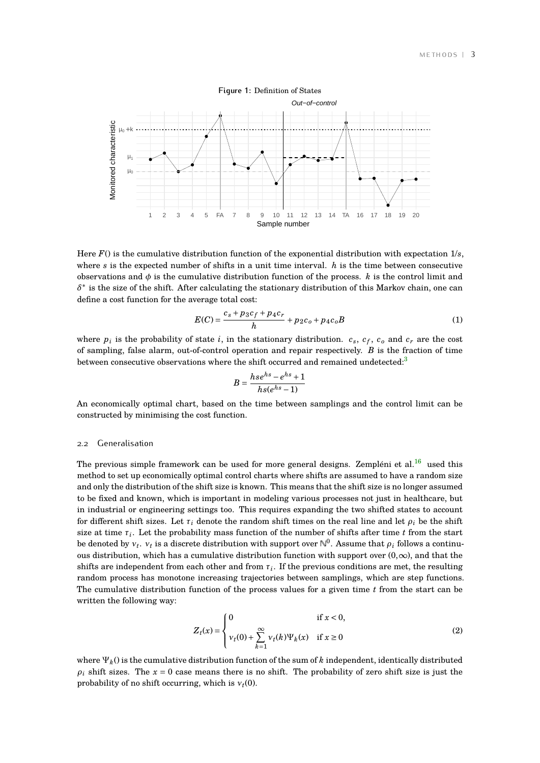**Figure 1:** Definition of States

Out−of−control

Monitored characteristic

$\mu_0$ +k

$\mu_1$

$\mu_0$

1 2 3 4 5 FA 7 8 9 10 11 12 13 14 TA 16 17 18 19 20

Sample number

Here $F()$ is the cumulative distribution function of the exponential distribution with expectation $1/s$, where $s$ is the expected number of shifts in a unit time interval. $h$ is the time between consecutive observations and $\phi$ is the cumulative distribution function of the process. $k$ is the control limit and $\delta^*$ is the size of the shift. After calculating the stationary distribution of this Markov chain, one can define a cost function for the average total cost:

$$E(C) = \frac{c_s + p_3 c_f + p_4 c_r}{h} + p_2 c_o + p_4 c_o B \tag{1}$$

where $p_i$ is the probability of state $i$, in the stationary distribution. $c_s$, $c_f$, $c_o$ and $c_r$ are the cost of sampling, false alarm, out-of-control operation and repair respectively. $B$ is the fraction of time between consecutive observations where the shift occurred and remained undetected:[3]

$$B = \frac{hse^{hs} - e^{hs} + 1}{hs(e^{hs} - 1)}$$

An economically optimal chart, based on the time between samplings and the control limit can be constructed by minimising the cost function.

### 2.2 Generalisation

The previous simple framework can be used for more general designs. Zempléni et al.[16] used this method to set up economically optimal control charts where shifts are assumed to have a random size and only the distribution of the shift size is known. This means that the shift size is no longer assumed to be fixed and known, which is important in modeling various processes not just in healthcare, but in industrial or engineering settings too. This requires expanding the two shifted states to account for different shift sizes. Let $\tau_i$ denote the random shift times on the real line and let $\rho_i$ be the shift size at time $\tau_i$. Let the probability mass function of the number of shifts after time $t$ from the start be denoted by $\nu_t$. $\nu_t$ is a discrete distribution with support over $\mathbb{N}^0$. Assume that $\rho_i$ follows a continuous distribution, which has a cumulative distribution function with support over $(0,\infty)$, and that the shifts are independent from each other and from $\tau_i$. If the previous conditions are met, the resulting random process has monotone increasing trajectories between samplings, which are step functions. The cumulative distribution function of the process values for a given time $t$ from the start can be written the following way:

$$Z_t(x) = \begin{cases} 0 & \text{if } x < 0, \\ \nu_t(0) + \sum_{k=1}^{\infty} \nu_t(k)\Psi_k(x) & \text{if } x \geq 0 \end{cases} \tag{2}$$

where $\Psi_k()$ is the cumulative distribution function of the sum of $k$ independent, identically distributed $\rho_i$ shift sizes. The $x = 0$ case means there is no shift. The probability of zero shift size is just the probability of no shift occurring, which is $\nu_t(0)$.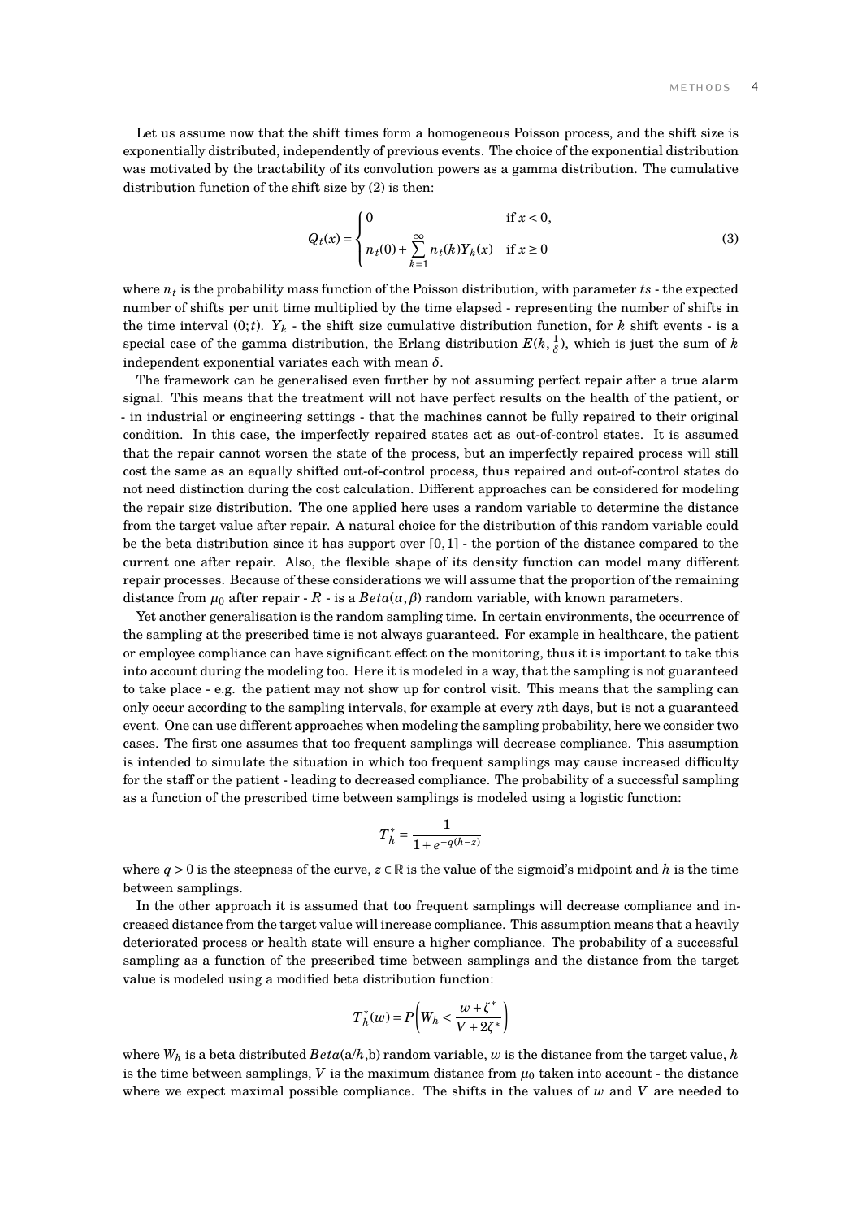Let us assume now that the shift times form a homogeneous Poisson process, and the shift size is exponentially distributed, independently of previous events. The choice of the exponential distribution was motivated by the tractability of its convolution powers as a gamma distribution. The cumulative distribution function of the shift size by (2) is then:

$$Q_t(x) = \begin{cases} 0 & \text{if } x < 0, \\ n_t(0) + \sum_{k=1}^{\infty} n_t(k) Y_k(x) & \text{if } x \geq 0 \end{cases} \tag{3}$$

where $n_t$ is the probability mass function of the Poisson distribution, with parameter $ts$ - the expected number of shifts per unit time multiplied by the time elapsed - representing the number of shifts in the time interval $(0;t)$. $Y_k$ - the shift size cumulative distribution function, for $k$ shift events - is a special case of the gamma distribution, the Erlang distribution $E(k, \frac{1}{\delta})$, which is just the sum of $k$ independent exponential variates each with mean $\delta$.

The framework can be generalised even further by not assuming perfect repair after a true alarm signal. This means that the treatment will not have perfect results on the health of the patient, or - in industrial or engineering settings - that the machines cannot be fully repaired to their original condition. In this case, the imperfectly repaired states act as out-of-control states. It is assumed that the repair cannot worsen the state of the process, but an imperfectly repaired process will still cost the same as an equally shifted out-of-control process, thus repaired and out-of-control states do not need distinction during the cost calculation. Different approaches can be considered for modeling the repair size distribution. The one applied here uses a random variable to determine the distance from the target value after repair. A natural choice for the distribution of this random variable could be the beta distribution since it has support over $[0,1]$ - the portion of the distance compared to the current one after repair. Also, the flexible shape of its density function can model many different repair processes. Because of these considerations we will assume that the proportion of the remaining distance from $\mu_0$ after repair - $R$ - is a $Beta(\alpha, \beta)$ random variable, with known parameters.

Yet another generalisation is the random sampling time. In certain environments, the occurrence of the sampling at the prescribed time is not always guaranteed. For example in healthcare, the patient or employee compliance can have significant effect on the monitoring, thus it is important to take this into account during the modeling too. Here it is modeled in a way, that the sampling is not guaranteed to take place - e.g. the patient may not show up for control visit. This means that the sampling can only occur according to the sampling intervals, for example at every $n$th days, but is not a guaranteed event. One can use different approaches when modeling the sampling probability, here we consider two cases. The first one assumes that too frequent samplings will decrease compliance. This assumption is intended to simulate the situation in which too frequent samplings may cause increased difficulty for the staff or the patient - leading to decreased compliance. The probability of a successful sampling as a function of the prescribed time between samplings is modeled using a logistic function:

$$T_h^* = \frac{1}{1 + e^{-q(h-z)}}$$

where $q > 0$ is the steepness of the curve, $z \in \mathbb{R}$ is the value of the sigmoid's midpoint and $h$ is the time between samplings.

In the other approach it is assumed that too frequent samplings will decrease compliance and increased distance from the target value will increase compliance. This assumption means that a heavily deteriorated process or health state will ensure a higher compliance. The probability of a successful sampling as a function of the prescribed time between samplings and the distance from the target value is modeled using a modified beta distribution function:

$$T_h^*(w) = P\left(W_h < \frac{w + \zeta^*}{V + 2\zeta^*}\right)$$

where $W_h$ is a beta distributed $Beta$(a/$h$,b) random variable, $w$ is the distance from the target value, $h$ is the time between samplings, $V$ is the maximum distance from $\mu_0$ taken into account - the distance where we expect maximal possible compliance. The shifts in the values of $w$ and $V$ are needed to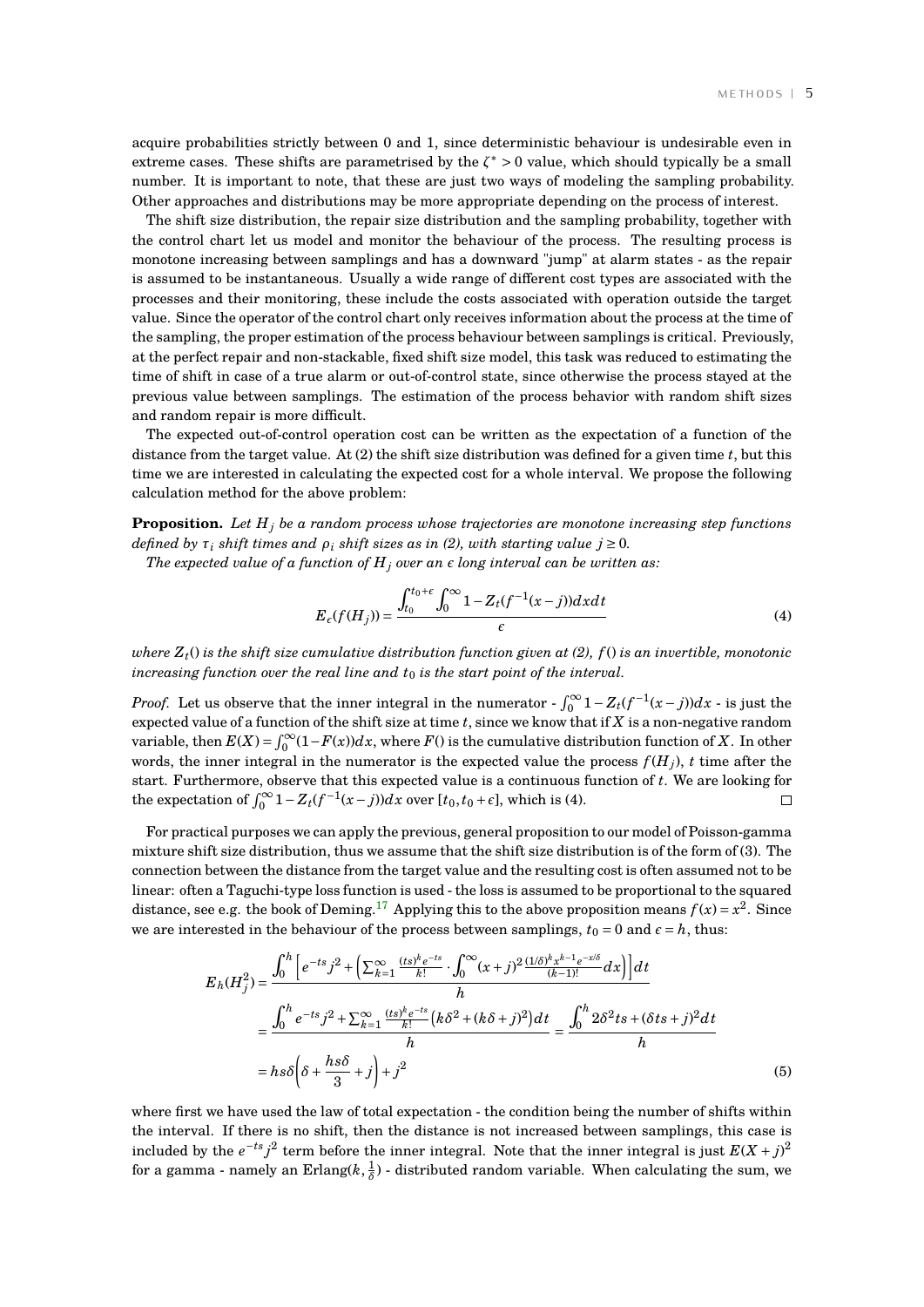acquire probabilities strictly between 0 and 1, since deterministic behaviour is undesirable even in extreme cases. These shifts are parametrised by the $\zeta^* > 0$ value, which should typically be a small number. It is important to note, that these are just two ways of modeling the sampling probability. Other approaches and distributions may be more appropriate depending on the process of interest.

The shift size distribution, the repair size distribution and the sampling probability, together with the control chart let us model and monitor the behaviour of the process. The resulting process is monotone increasing between samplings and has a downward "jump" at alarm states - as the repair is assumed to be instantaneous. Usually a wide range of different cost types are associated with the processes and their monitoring, these include the costs associated with operation outside the target value. Since the operator of the control chart only receives information about the process at the time of the sampling, the proper estimation of the process behaviour between samplings is critical. Previously, at the perfect repair and non-stackable, fixed shift size model, this task was reduced to estimating the time of shift in case of a true alarm or out-of-control state, since otherwise the process stayed at the previous value between samplings. The estimation of the process behavior with random shift sizes and random repair is more difficult.

The expected out-of-control operation cost can be written as the expectation of a function of the distance from the target value. At (2) the shift size distribution was defined for a given time $t$, but this time we are interested in calculating the expected cost for a whole interval. We propose the following calculation method for the above problem:

**Proposition.** *Let $H_j$ be a random process whose trajectories are monotone increasing step functions defined by $\tau_i$ shift times and $\rho_i$ shift sizes as in (2), with starting value $j \geq 0$.*

*The expected value of a function of $H_j$ over an $\epsilon$ long interval can be written as:*

$$E_\epsilon(f(H_j)) = \frac{\int_{t_0}^{t_0+\epsilon} \int_0^\infty 1 - Z_t(f^{-1}(x-j))dxdt}{\epsilon} \tag{4}$$

*where $Z_t()$ is the shift size cumulative distribution function given at (2), $f()$ is an invertible, monotonic increasing function over the real line and $t_0$ is the start point of the interval.*

*Proof.* Let us observe that the inner integral in the numerator - $\int_0^\infty 1 - Z_t(f^{-1}(x-j))dx$ - is just the expected value of a function of the shift size at time $t$, since we know that if $X$ is a non-negative random variable, then $E(X) = \int_0^\infty (1 - F(x))dx$, where $F()$ is the cumulative distribution function of $X$. In other words, the inner integral in the numerator is the expected value the process $f(H_j)$, $t$ time after the start. Furthermore, observe that this expected value is a continuous function of $t$. We are looking for the expectation of $\int_0^\infty 1 - Z_t(f^{-1}(x-j))dx$ over $[t_0, t_0+\epsilon]$, which is (4). □

For practical purposes we can apply the previous, general proposition to our model of Poisson-gamma mixture shift size distribution, thus we assume that the shift size distribution is of the form of (3). The connection between the distance from the target value and the resulting cost is often assumed not to be linear: often a Taguchi-type loss function is used - the loss is assumed to be proportional to the squared distance, see e.g. the book of Deming.[17] Applying this to the above proposition means $f(x) = x^2$. Since we are interested in the behaviour of the process between samplings, $t_0 = 0$ and $\epsilon = h$, thus:

$$\begin{aligned}
E_h(H_j^2) &= \frac{\int_0^h \left[ e^{-ts} j^2 + \left( \sum_{k=1}^\infty \frac{(ts)^k e^{-ts}}{k!} \cdot \int_0^\infty (x+j)^2 \frac{(1/\delta)^k x^{k-1} e^{-x/\delta}}{(k-1)!} dx \right) \right] dt}{h} \\
&= \frac{\int_0^h e^{-ts} j^2 + \sum_{k=1}^\infty \frac{(ts)^k e^{-ts}}{k!} \left( k\delta^2 + (k\delta + j)^2 \right) dt}{h} = \frac{\int_0^h 2\delta^2 ts + (\delta ts + j)^2 dt}{h} \\
&= hs\delta \left( \delta + \frac{hs\delta}{3} + j \right) + j^2
\end{aligned} \tag{5}$$

where first we have used the law of total expectation - the condition being the number of shifts within the interval. If there is no shift, then the distance is not increased between samplings, this case is included by the $e^{-ts} j^2$ term before the inner integral. Note that the inner integral is just $E(X+j)^2$ for a gamma - namely an Erlang$(k, \frac{1}{\delta})$ - distributed random variable. When calculating the sum, we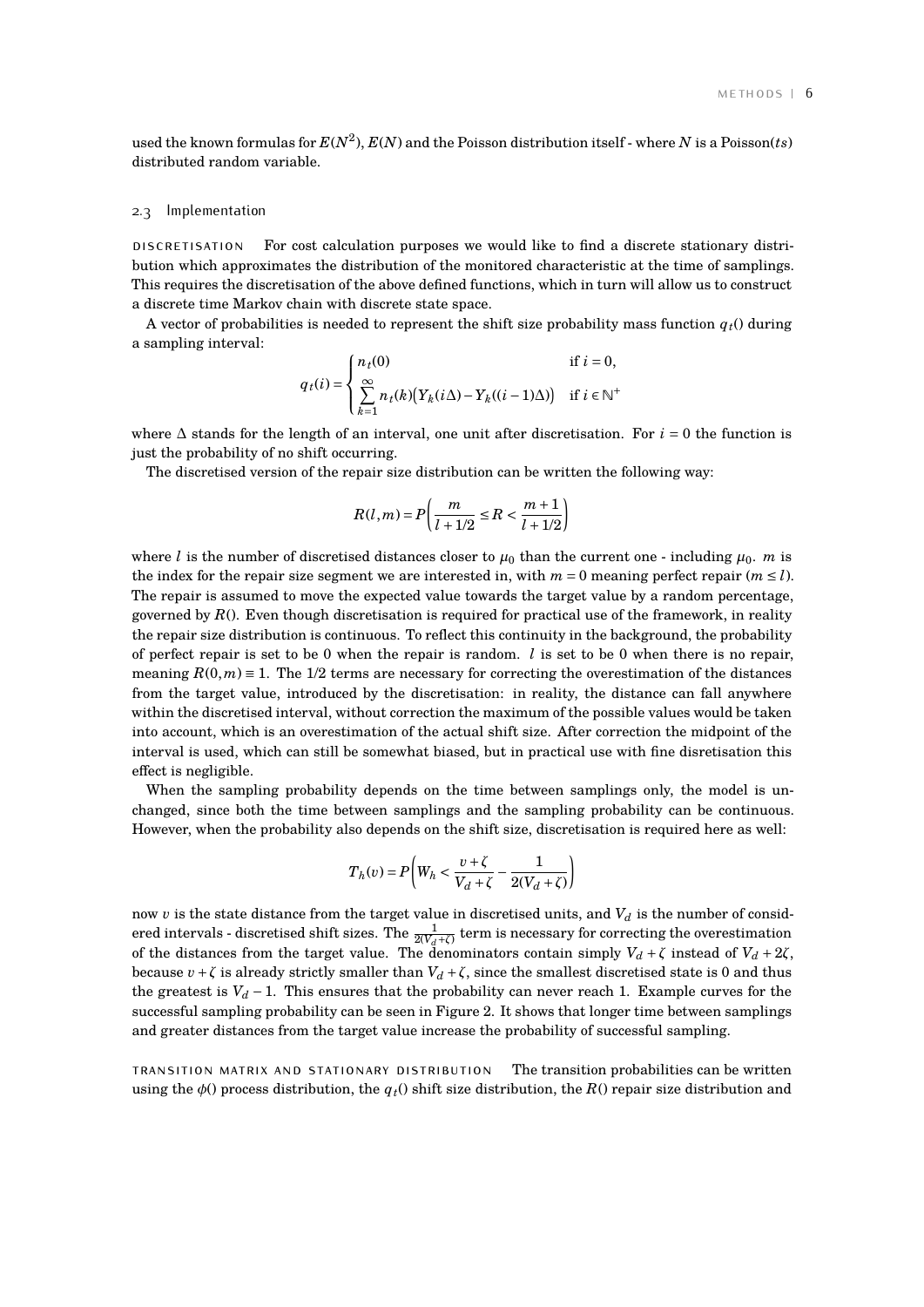used the known formulas for $E(N^2)$, $E(N)$ and the Poisson distribution itself - where $N$ is a Poisson($ts$) distributed random variable.

### 2.3 Implementation

DISCRETISATION For cost calculation purposes we would like to find a discrete stationary distribution which approximates the distribution of the monitored characteristic at the time of samplings. This requires the discretisation of the above defined functions, which in turn will allow us to construct a discrete time Markov chain with discrete state space.

A vector of probabilities is needed to represent the shift size probability mass function $q_t()$ during a sampling interval:

$$q_t(i) = \begin{cases} n_t(0) & \text{if } i = 0, \\ \sum_{k=1}^{\infty} n_t(k)\big(Y_k(i\Delta) - Y_k((i-1)\Delta)\big) & \text{if } i \in \mathbb{N}^+ \end{cases}$$

where $\Delta$ stands for the length of an interval, one unit after discretisation. For $i = 0$ the function is just the probability of no shift occurring.

The discretised version of the repair size distribution can be written the following way:

$$R(l,m) = P\left(\frac{m}{l+1/2} \leq R < \frac{m+1}{l+1/2}\right)$$

where $l$ is the number of discretised distances closer to $\mu_0$ than the current one - including $\mu_0$. $m$ is the index for the repair size segment we are interested in, with $m = 0$ meaning perfect repair ($m \leq l$). The repair is assumed to move the expected value towards the target value by a random percentage, governed by $R()$. Even though discretisation is required for practical use of the framework, in reality the repair size distribution is continuous. To reflect this continuity in the background, the probability of perfect repair is set to be 0 when the repair is random. $l$ is set to be 0 when there is no repair, meaning $R(0,m) \equiv 1$. The 1/2 terms are necessary for correcting the overestimation of the distances from the target value, introduced by the discretisation: in reality, the distance can fall anywhere within the discretised interval, without correction the maximum of the possible values would be taken into account, which is an overestimation of the actual shift size. After correction the midpoint of the interval is used, which can still be somewhat biased, but in practical use with fine disretisation this effect is negligible.

When the sampling probability depends on the time between samplings only, the model is unchanged, since both the time between samplings and the sampling probability can be continuous. However, when the probability also depends on the shift size, discretisation is required here as well:

$$T_h(v) = P\left(W_h < \frac{v+\zeta}{V_d+\zeta} - \frac{1}{2(V_d+\zeta)}\right)$$

now $v$ is the state distance from the target value in discretised units, and $V_d$ is the number of considered intervals - discretised shift sizes. The $\frac{1}{2(V_d+\zeta)}$ term is necessary for correcting the overestimation of the distances from the target value. The denominators contain simply $V_d + \zeta$ instead of $V_d + 2\zeta$, because $v + \zeta$ is already strictly smaller than $V_d + \zeta$, since the smallest discretised state is 0 and thus the greatest is $V_d - 1$. This ensures that the probability can never reach 1. Example curves for the successful sampling probability can be seen in Figure 2. It shows that longer time between samplings and greater distances from the target value increase the probability of successful sampling.

TRANSITION MATRIX AND STATIONARY DISTRIBUTION The transition probabilities can be written using the $\phi()$ process distribution, the $q_t()$ shift size distribution, the $R()$ repair size distribution and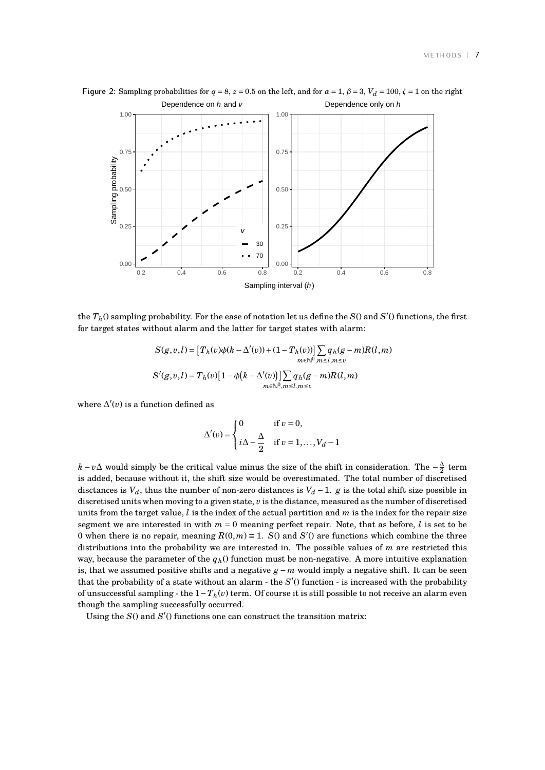Figure 2: Sampling probabilities for $q = 8$, $z = 0.5$ on the left, and for $\alpha = 1$, $\beta = 3$, $V_d = 100$, $\zeta = 1$ on the right

Dependence on $h$ and $v$

Dependence only on $h$

Sampling probability

1.00
0.75
0.50
0.25
0.00

$v$
30
70

0.2 0.4 0.6 0.8

Sampling interval ($h$)

the $T_h()$ sampling probability. For the ease of notation let us define the $S()$ and $S'()$ functions, the first for target states without alarm and the latter for target states with alarm:

$$S(g, v, l) = \left[T_h(v)\phi(k - \Delta'(v)) + (1 - T_h(v))\right] \sum_{m \in \mathbb{N}^0, m \le l, m \le v} q_h(g - m)R(l, m)$$

$$S'(g, v, l) = T_h(v)\left[1 - \phi\left(k - \Delta'(v)\right)\right] \sum_{m \in \mathbb{N}^0, m \le l, m \le v} q_h(g - m)R(l, m)$$

where $\Delta'(v)$ is a function defined as

$$\Delta'(v) = \begin{cases} 0 & \text{if } v = 0, \\ i\Delta - \dfrac{\Delta}{2} & \text{if } v = 1, \ldots, V_d - 1 \end{cases}$$

$k - v\Delta$ would simply be the critical value minus the size of the shift in consideration. The $-\frac{\Delta}{2}$ term is added, because without it, the shift size would be overestimated. The total number of discretised disctances is $V_d$, thus the number of non-zero distances is $V_d - 1$. $g$ is the total shift size possible in discretised units when moving to a given state, $v$ is the distance, measured as the number of discretised units from the target value, $l$ is the index of the actual partition and $m$ is the index for the repair size segment we are interested in with $m = 0$ meaning perfect repair. Note, that as before, $l$ is set to be 0 when there is no repair, meaning $R(0, m) \equiv 1$. $S()$ and $S'()$ are functions which combine the three distributions into the probability we are interested in. The possible values of $m$ are restricted this way, because the parameter of the $q_h()$ function must be non-negative. A more intuitive explanation is, that we assumed positive shifts and a negative $g - m$ would imply a negative shift. It can be seen that the probability of a state without an alarm - the $S'()$ function - is increased with the probability of unsuccessful sampling - the $1 - T_h(v)$ term. Of course it is still possible to not receive an alarm even though the sampling successfully occurred.

Using the $S()$ and $S'()$ functions one can construct the transition matrix: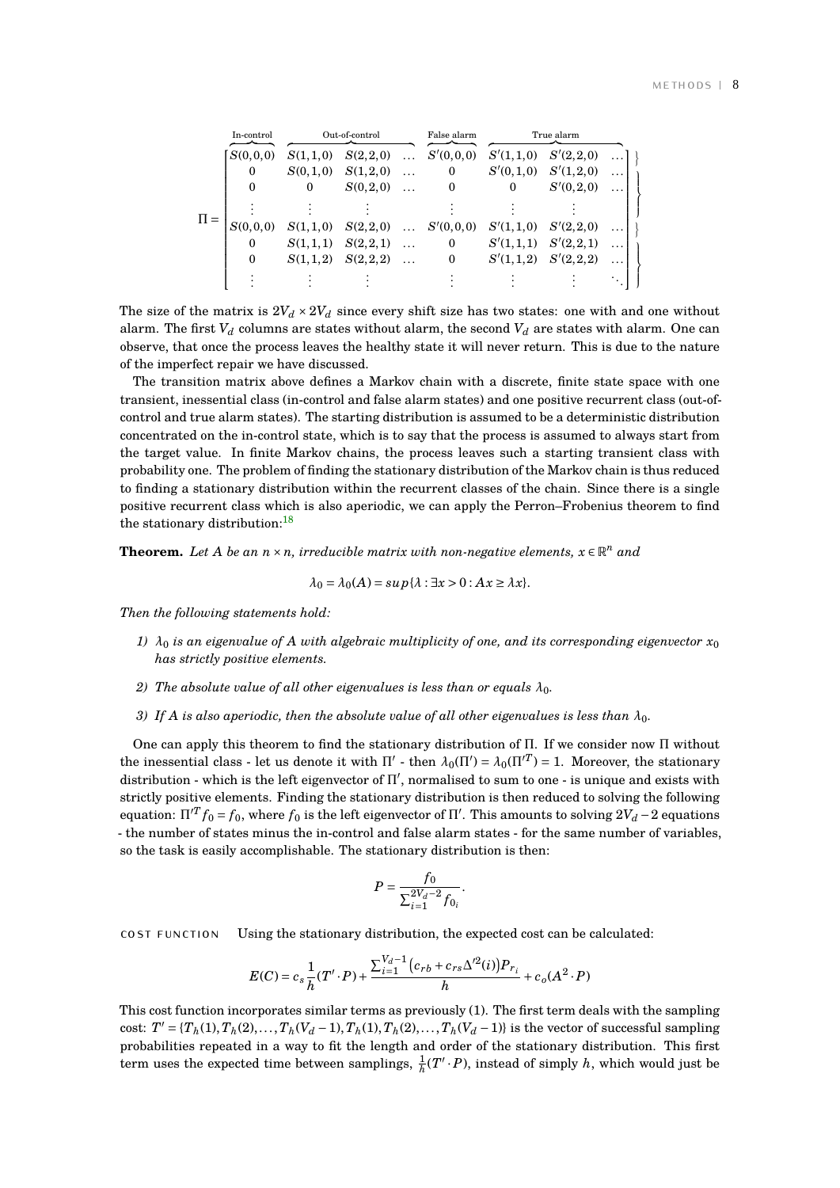$$
\Pi = \begin{bmatrix}
\overbrace{S(0,0,0)}^{\text{In-control}} & \overbrace{S(1,1,0) \quad S(2,2,0) \quad \dots}^{\text{Out-of-control}} & \overbrace{S'(0,0,0)}^{\text{False alarm}} & \overbrace{S'(1,1,0) \quad S'(2,2,0) \quad \dots}^{\text{True alarm}} \\
0 & S(0,1,0) \quad S(1,2,0) \quad \dots & 0 & S'(0,1,0) \quad S'(1,2,0) \quad \dots \\
0 & 0 \quad S(0,2,0) \quad \dots & 0 & 0 \quad S'(0,2,0) \quad \dots \\
\vdots & \vdots \quad \vdots & \vdots & \vdots \quad \vdots \\
S(0,0,0) & S(1,1,0) \quad S(2,2,0) \quad \dots & S'(0,0,0) & S'(1,1,0) \quad S'(2,2,0) \quad \dots \\
0 & S(1,1,1) \quad S(2,2,1) \quad \dots & 0 & S'(1,1,1) \quad S'(2,2,1) \quad \dots \\
0 & S(1,1,2) \quad S(2,2,2) \quad \dots & 0 & S'(1,1,2) \quad S'(2,2,2) \quad \dots \\
\vdots & \vdots \quad \vdots & \vdots & \vdots \quad \vdots \quad \ddots
\end{bmatrix}
$$

The size of the matrix is $2V_d \times 2V_d$ since every shift size has two states: one with and one without alarm. The first $V_d$ columns are states without alarm, the second $V_d$ are states with alarm. One can observe, that once the process leaves the healthy state it will never return. This is due to the nature of the imperfect repair we have discussed.

The transition matrix above defines a Markov chain with a discrete, finite state space with one transient, inessential class (in-control and false alarm states) and one positive recurrent class (out-of-control and true alarm states). The starting distribution is assumed to be a deterministic distribution concentrated on the in-control state, which is to say that the process is assumed to always start from the target value. In finite Markov chains, the process leaves such a starting transient class with probability one. The problem of finding the stationary distribution of the Markov chain is thus reduced to finding a stationary distribution within the recurrent classes of the chain. Since there is a single positive recurrent class which is also aperiodic, we can apply the Perron–Frobenius theorem to find the stationary distribution:[18]

**Theorem.** *Let $A$ be an $n \times n$, irreducible matrix with non-negative elements, $x \in \mathbb{R}^n$ and*

$$\lambda_0 = \lambda_0(A) = sup\{\lambda : \exists x > 0 : Ax \geq \lambda x\}.$$

*Then the following statements hold:*

1) *$\lambda_0$ is an eigenvalue of $A$ with algebraic multiplicity of one, and its corresponding eigenvector $x_0$ has strictly positive elements.*

2) *The absolute value of all other eigenvalues is less than or equals $\lambda_0$.*

3) *If $A$ is also aperiodic, then the absolute value of all other eigenvalues is less than $\lambda_0$.*

One can apply this theorem to find the stationary distribution of $\Pi$. If we consider now $\Pi$ without the inessential class - let us denote it with $\Pi'$ - then $\lambda_0(\Pi') = \lambda_0(\Pi'^T) = 1$. Moreover, the stationary distribution - which is the left eigenvector of $\Pi'$, normalised to sum to one - is unique and exists with strictly positive elements. Finding the stationary distribution is then reduced to solving the following equation: $\Pi'^T f_0 = f_0$, where $f_0$ is the left eigenvector of $\Pi'$. This amounts to solving $2V_d - 2$ equations - the number of states minus the in-control and false alarm states - for the same number of variables, so the task is easily accomplishable. The stationary distribution is then:

$$P = \frac{f_0}{\sum_{i=1}^{2V_d-2} f_{0_i}}.$$

COST FUNCTION Using the stationary distribution, the expected cost can be calculated:

$$E(C) = c_s \frac{1}{h}(T' \cdot P) + \frac{\sum_{i=1}^{V_d-1}\left(c_{rb} + c_{rs}\Delta'^2(i)\right)P_{r_i}}{h} + c_o(A^2 \cdot P)$$

This cost function incorporates similar terms as previously (1). The first term deals with the sampling cost: $T' = \{T_h(1), T_h(2), \dots, T_h(V_d - 1), T_h(1), T_h(2), \dots, T_h(V_d - 1)\}$ is the vector of successful sampling probabilities repeated in a way to fit the length and order of the stationary distribution. This first term uses the expected time between samplings, $\frac{1}{h}(T' \cdot P)$, instead of simply $h$, which would just be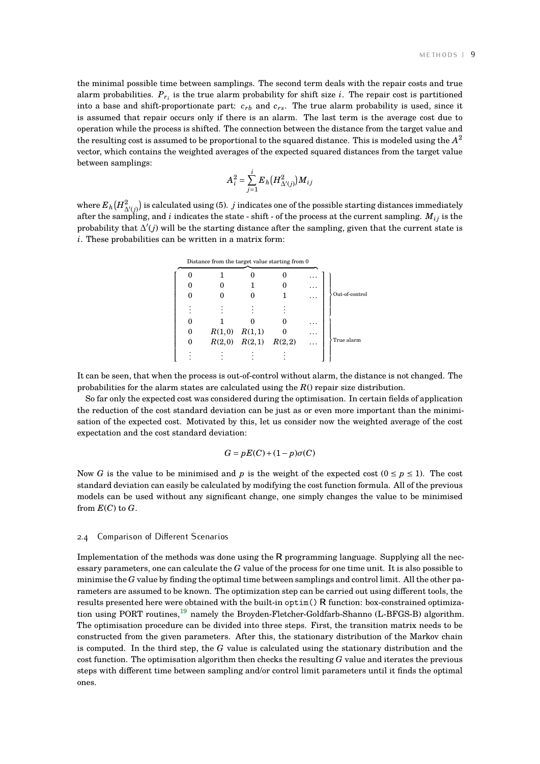the minimal possible time between samplings. The second term deals with the repair costs and true alarm probabilities. $P_{r_i}$ is the true alarm probability for shift size $i$. The repair cost is partitioned into a base and shift-proportionate part: $c_{rb}$ and $c_{rs}$. The true alarm probability is used, since it is assumed that repair occurs only if there is an alarm. The last term is the average cost due to operation while the process is shifted. The connection between the distance from the target value and the resulting cost is assumed to be proportional to the squared distance. This is modeled using the $A^2$ vector, which contains the weighted averages of the expected squared distances from the target value between samplings:

$$A_i^2 = \sum_{j=1}^{i} E_h\big(H^2_{\Delta'(j)}\big) M_{ij}$$

where $E_h\big(H^2_{\Delta'(j)}\big)$ is calculated using (5). $j$ indicates one of the possible starting distances immediately after the sampling, and $i$ indicates the state - shift - of the process at the current sampling. $M_{ij}$ is the probability that $\Delta'(j)$ will be the starting distance after the sampling, given that the current state is $i$. These probabilities can be written in a matrix form:

$$\overbrace{\begin{bmatrix} 0 & 1 & 0 & 0 & \dots \\ 0 & 0 & 1 & 0 & \dots \\ 0 & 0 & 0 & 1 & \dots \\ \vdots & \vdots & \vdots & \vdots & \\ 0 & 1 & 0 & 0 & \dots \\ 0 & R(1,0) & R(1,1) & 0 & \dots \\ 0 & R(2,0) & R(2,1) & R(2,2) & \dots \\ \vdots & \vdots & \vdots & \vdots & \end{bmatrix}}^{\text{Distance from the target value starting from 0}} \begin{matrix} \left.\vphantom{\begin{matrix}0\\0\\0\\\vdots\end{matrix}}\right\} \text{Out-of-control} \\ \left.\vphantom{\begin{matrix}0\\0\\0\\\vdots\end{matrix}}\right\} \text{True alarm} \end{matrix}$$

It can be seen, that when the process is out-of-control without alarm, the distance is not changed. The probabilities for the alarm states are calculated using the $R()$ repair size distribution.

So far only the expected cost was considered during the optimisation. In certain fields of application the reduction of the cost standard deviation can be just as or even more important than the minimisation of the expected cost. Motivated by this, let us consider now the weighted average of the cost expectation and the cost standard deviation:

$$G = pE(C) + (1-p)\sigma(C)$$

Now $G$ is the value to be minimised and $p$ is the weight of the expected cost ($0 \le p \le 1$). The cost standard deviation can easily be calculated by modifying the cost function formula. All of the previous models can be used without any significant change, one simply changes the value to be minimised from $E(C)$ to $G$.

### 2.4 Comparison of Different Scenarios

Implementation of the methods was done using the R programming language. Supplying all the necessary parameters, one can calculate the $G$ value of the process for one time unit. It is also possible to minimise the $G$ value by finding the optimal time between samplings and control limit. All the other parameters are assumed to be known. The optimization step can be carried out using different tools, the results presented here were obtained with the built-in `optim()` R function: box-constrained optimization using PORT routines,[19] namely the Broyden-Fletcher-Goldfarb-Shanno (L-BFGS-B) algorithm. The optimisation procedure can be divided into three steps. First, the transition matrix needs to be constructed from the given parameters. After this, the stationary distribution of the Markov chain is computed. In the third step, the $G$ value is calculated using the stationary distribution and the cost function. The optimisation algorithm then checks the resulting $G$ value and iterates the previous steps with different time between sampling and/or control limit parameters until it finds the optimal ones.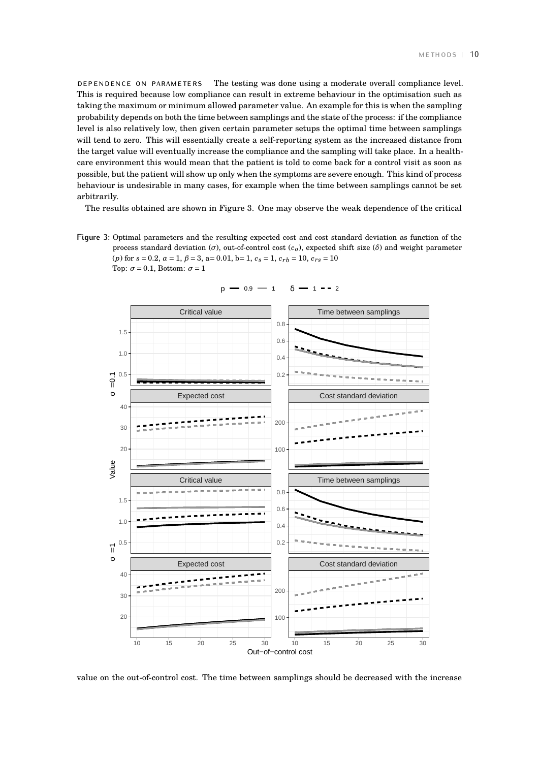DEPENDENCE ON PARAMETERS The testing was done using a moderate overall compliance level. This is required because low compliance can result in extreme behaviour in the optimisation such as taking the maximum or minimum allowed parameter value. An example for this is when the sampling probability depends on both the time between samplings and the state of the process: if the compliance level is also relatively low, then given certain parameter setups the optimal time between samplings will tend to zero. This will essentially create a self-reporting system as the increased distance from the target value will eventually increase the compliance and the sampling will take place. In a healthcare environment this would mean that the patient is told to come back for a control visit as soon as possible, but the patient will show up only when the symptoms are severe enough. This kind of process behaviour is undesirable in many cases, for example when the time between samplings cannot be set arbitrarily.

The results obtained are shown in Figure 3. One may observe the weak dependence of the critical

**Figure 3:** Optimal parameters and the resulting expected cost and cost standard deviation as function of the process standard deviation ($\sigma$), out-of-control cost ($c_o$), expected shift size ($\delta$) and weight parameter ($p$) for $s = 0.2$, $\alpha = 1$, $\beta = 3$, a= 0.01, b= 1, $c_s = 1$, $c_{rb} = 10$, $c_{rs} = 10$
Top: $\sigma = 0.1$, Bottom: $\sigma = 1$

p 0.9 1 δ 1 2

Critical value
Time between samplings
Expected cost
Cost standard deviation
σ =0.1
σ =1
Value
Out−of−control cost

value on the out-of-control cost. The time between samplings should be decreased with the increase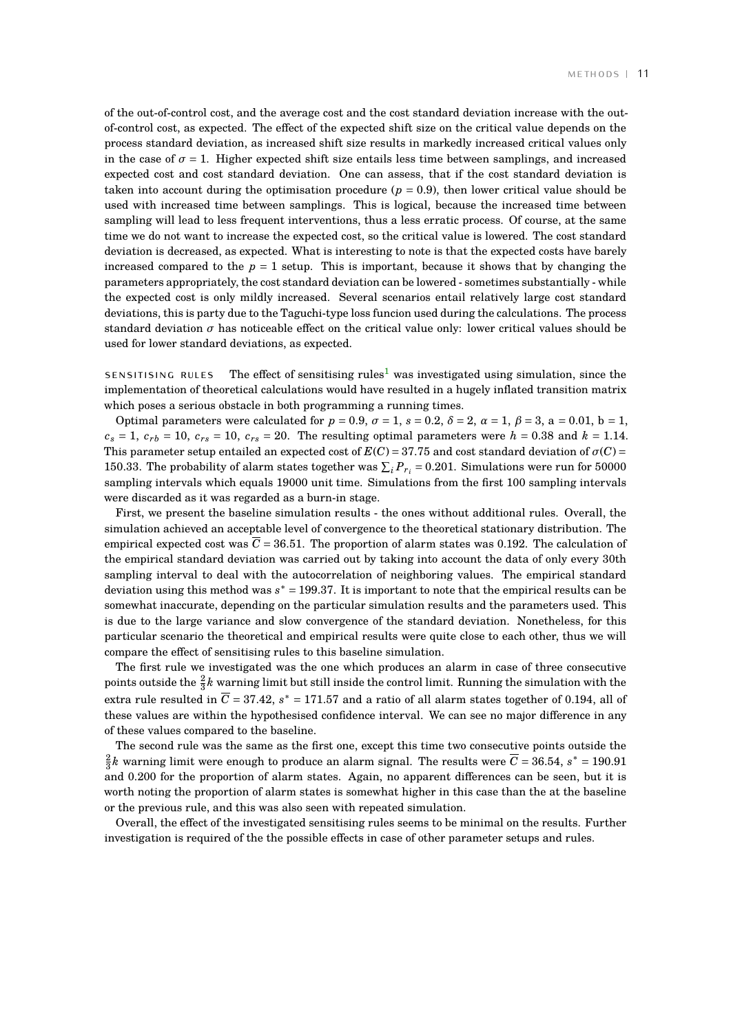of the out-of-control cost, and the average cost and the cost standard deviation increase with the out-of-control cost, as expected. The effect of the expected shift size on the critical value depends on the process standard deviation, as increased shift size results in markedly increased critical values only in the case of $\sigma = 1$. Higher expected shift size entails less time between samplings, and increased expected cost and cost standard deviation. One can assess, that if the cost standard deviation is taken into account during the optimisation procedure ($p = 0.9$), then lower critical value should be used with increased time between samplings. This is logical, because the increased time between sampling will lead to less frequent interventions, thus a less erratic process. Of course, at the same time we do not want to increase the expected cost, so the critical value is lowered. The cost standard deviation is decreased, as expected. What is interesting to note is that the expected costs have barely increased compared to the $p = 1$ setup. This is important, because it shows that by changing the parameters appropriately, the cost standard deviation can be lowered - sometimes substantially - while the expected cost is only mildly increased. Several scenarios entail relatively large cost standard deviations, this is party due to the Taguchi-type loss funcion used during the calculations. The process standard deviation $\sigma$ has noticeable effect on the critical value only: lower critical values should be used for lower standard deviations, as expected.

SENSITISING RULES The effect of sensitising rules[1] was investigated using simulation, since the implementation of theoretical calculations would have resulted in a hugely inflated transition matrix which poses a serious obstacle in both programming a running times.

Optimal parameters were calculated for $p = 0.9$, $\sigma = 1$, $s = 0.2$, $\delta = 2$, $\alpha = 1$, $\beta = 3$, a = 0.01, b = 1, $c_s = 1$, $c_{rb} = 10$, $c_{rs} = 10$, $c_{rs} = 20$. The resulting optimal parameters were $h = 0.38$ and $k = 1.14$. This parameter setup entailed an expected cost of $E(C) = 37.75$ and cost standard deviation of $\sigma(C) = 150.33$. The probability of alarm states together was $\sum_i P_{r_i} = 0.201$. Simulations were run for 50000 sampling intervals which equals 19000 unit time. Simulations from the first 100 sampling intervals were discarded as it was regarded as a burn-in stage.

First, we present the baseline simulation results - the ones without additional rules. Overall, the simulation achieved an acceptable level of convergence to the theoretical stationary distribution. The empirical expected cost was $\overline{C} = 36.51$. The proportion of alarm states was 0.192. The calculation of the empirical standard deviation was carried out by taking into account the data of only every 30th sampling interval to deal with the autocorrelation of neighboring values. The empirical standard deviation using this method was $s^* = 199.37$. It is important to note that the empirical results can be somewhat inaccurate, depending on the particular simulation results and the parameters used. This is due to the large variance and slow convergence of the standard deviation. Nonetheless, for this particular scenario the theoretical and empirical results were quite close to each other, thus we will compare the effect of sensitising rules to this baseline simulation.

The first rule we investigated was the one which produces an alarm in case of three consecutive points outside the $\frac{2}{3}k$ warning limit but still inside the control limit. Running the simulation with the extra rule resulted in $\overline{C} = 37.42$, $s^* = 171.57$ and a ratio of all alarm states together of 0.194, all of these values are within the hypothesised confidence interval. We can see no major difference in any of these values compared to the baseline.

The second rule was the same as the first one, except this time two consecutive points outside the $\frac{2}{3}k$ warning limit were enough to produce an alarm signal. The results were $\overline{C} = 36.54$, $s^* = 190.91$ and 0.200 for the proportion of alarm states. Again, no apparent differences can be seen, but it is worth noting the proportion of alarm states is somewhat higher in this case than the at the baseline or the previous rule, and this was also seen with repeated simulation.

Overall, the effect of the investigated sensitising rules seems to be minimal on the results. Further investigation is required of the the possible effects in case of other parameter setups and rules.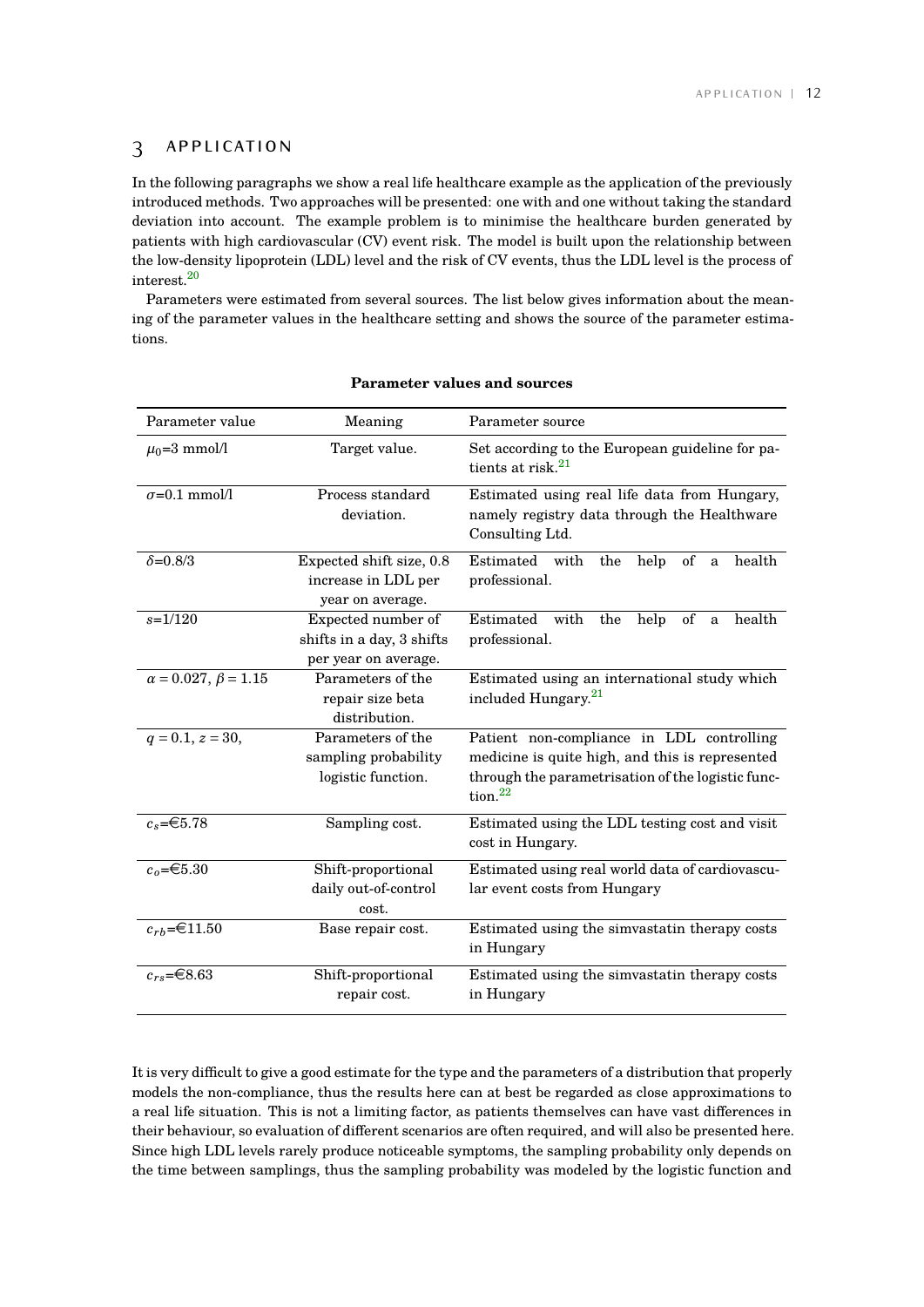## 3 APPLICATION

In the following paragraphs we show a real life healthcare example as the application of the previously introduced methods. Two approaches will be presented: one with and one without taking the standard deviation into account. The example problem is to minimise the healthcare burden generated by patients with high cardiovascular (CV) event risk. The model is built upon the relationship between the low-density lipoprotein (LDL) level and the risk of CV events, thus the LDL level is the process of interest.[20]

Parameters were estimated from several sources. The list below gives information about the meaning of the parameter values in the healthcare setting and shows the source of the parameter estimations.

**Parameter values and sources**

| Parameter value | Meaning | Parameter source |
|---|---|---|
| $\mu_0$=3 mmol/l | Target value. | Set according to the European guideline for patients at risk.[21] |
| $\sigma$=0.1 mmol/l | Process standard deviation. | Estimated using real life data from Hungary, namely registry data through the Healthware Consulting Ltd. |
| $\delta$=0.8/3 | Expected shift size, 0.8 increase in LDL per year on average. | Estimated with the help of a health professional. |
| $s$=1/120 | Expected number of shifts in a day, 3 shifts per year on average. | Estimated with the help of a health professional. |
| $\alpha = 0.027$, $\beta = 1.15$ | Parameters of the repair size beta distribution. | Estimated using an international study which included Hungary.[21] |
| $q = 0.1$, $z = 30$, | Parameters of the sampling probability logistic function. | Patient non-compliance in LDL controlling medicine is quite high, and this is represented through the parametrisation of the logistic function.[22] |
| $c_s$=€5.78 | Sampling cost. | Estimated using the LDL testing cost and visit cost in Hungary. |
| $c_o$=€5.30 | Shift-proportional daily out-of-control cost. | Estimated using real world data of cardiovascular event costs from Hungary |
| $c_{rb}$=€11.50 | Base repair cost. | Estimated using the simvastatin therapy costs in Hungary |
| $c_{rs}$=€8.63 | Shift-proportional repair cost. | Estimated using the simvastatin therapy costs in Hungary |

It is very difficult to give a good estimate for the type and the parameters of a distribution that properly models the non-compliance, thus the results here can at best be regarded as close approximations to a real life situation. This is not a limiting factor, as patients themselves can have vast differences in their behaviour, so evaluation of different scenarios are often required, and will also be presented here. Since high LDL levels rarely produce noticeable symptoms, the sampling probability only depends on the time between samplings, thus the sampling probability was modeled by the logistic function and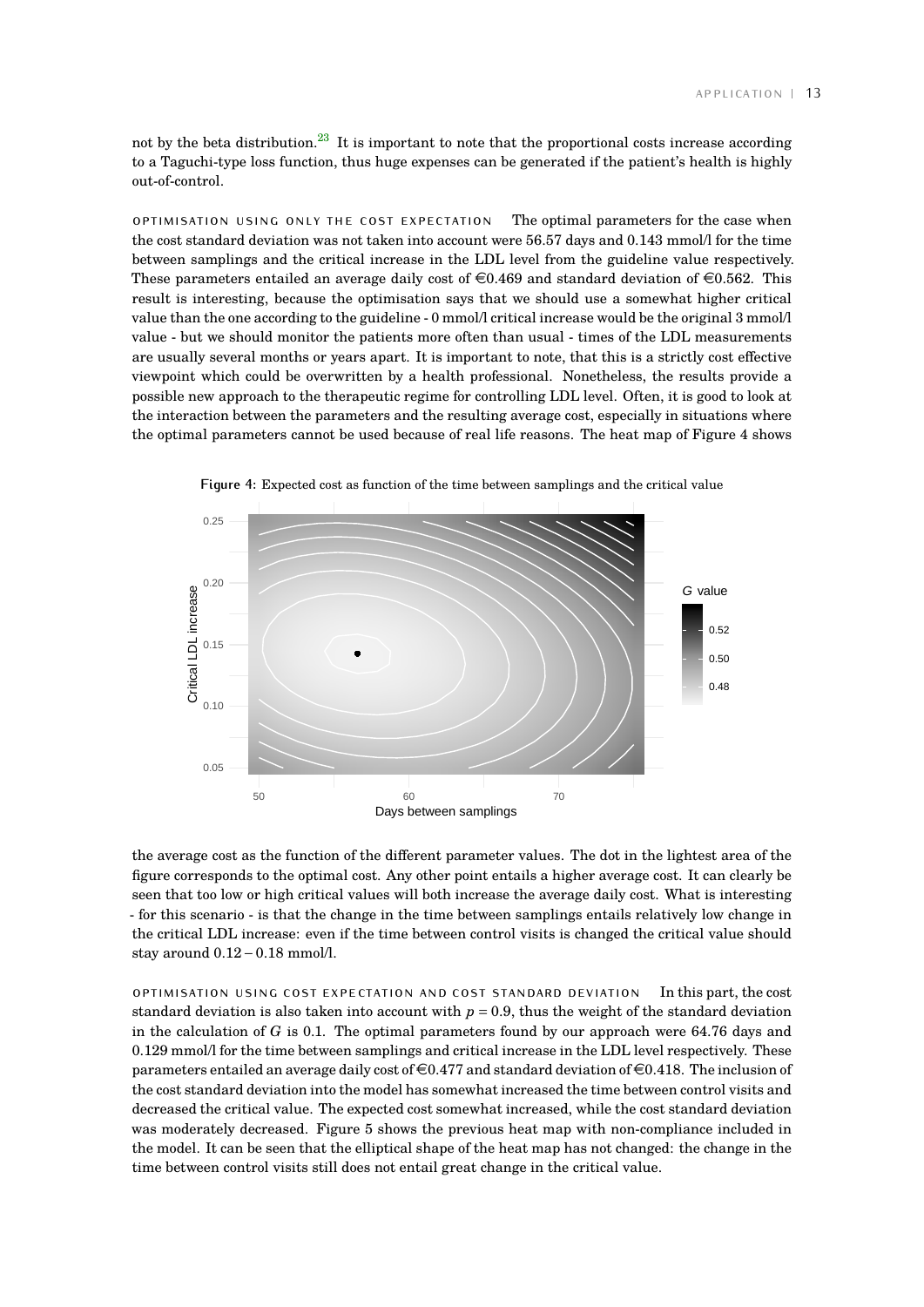not by the beta distribution.[23] It is important to note that the proportional costs increase according to a Taguchi-type loss function, thus huge expenses can be generated if the patient's health is highly out-of-control.

OPTIMISATION USING ONLY THE COST EXPECTATION The optimal parameters for the case when the cost standard deviation was not taken into account were 56.57 days and 0.143 mmol/l for the time between samplings and the critical increase in the LDL level from the guideline value respectively. These parameters entailed an average daily cost of €0.469 and standard deviation of €0.562. This result is interesting, because the optimisation says that we should use a somewhat higher critical value than the one according to the guideline - 0 mmol/l critical increase would be the original 3 mmol/l value - but we should monitor the patients more often than usual - times of the LDL measurements are usually several months or years apart. It is important to note, that this is a strictly cost effective viewpoint which could be overwritten by a health professional. Nonetheless, the results provide a possible new approach to the therapeutic regime for controlling LDL level. Often, it is good to look at the interaction between the parameters and the resulting average cost, especially in situations where the optimal parameters cannot be used because of real life reasons. The heat map of Figure 4 shows

Figure 4: Expected cost as function of the time between samplings and the critical value

Critical LDL increase
0.25
0.20
0.15
0.10
0.05
50
60
70
Days between samplings
$G$ value
0.52
0.50
0.48

the average cost as the function of the different parameter values. The dot in the lightest area of the figure corresponds to the optimal cost. Any other point entails a higher average cost. It can clearly be seen that too low or high critical values will both increase the average daily cost. What is interesting - for this scenario - is that the change in the time between samplings entails relatively low change in the critical LDL increase: even if the time between control visits is changed the critical value should stay around $0.12 - 0.18$ mmol/l.

OPTIMISATION USING COST EXPECTATION AND COST STANDARD DEVIATION In this part, the cost standard deviation is also taken into account with $p = 0.9$, thus the weight of the standard deviation in the calculation of $G$ is 0.1. The optimal parameters found by our approach were 64.76 days and 0.129 mmol/l for the time between samplings and critical increase in the LDL level respectively. These parameters entailed an average daily cost of €0.477 and standard deviation of €0.418. The inclusion of the cost standard deviation into the model has somewhat increased the time between control visits and decreased the critical value. The expected cost somewhat increased, while the cost standard deviation was moderately decreased. Figure 5 shows the previous heat map with non-compliance included in the model. It can be seen that the elliptical shape of the heat map has not changed: the change in the time between control visits still does not entail great change in the critical value.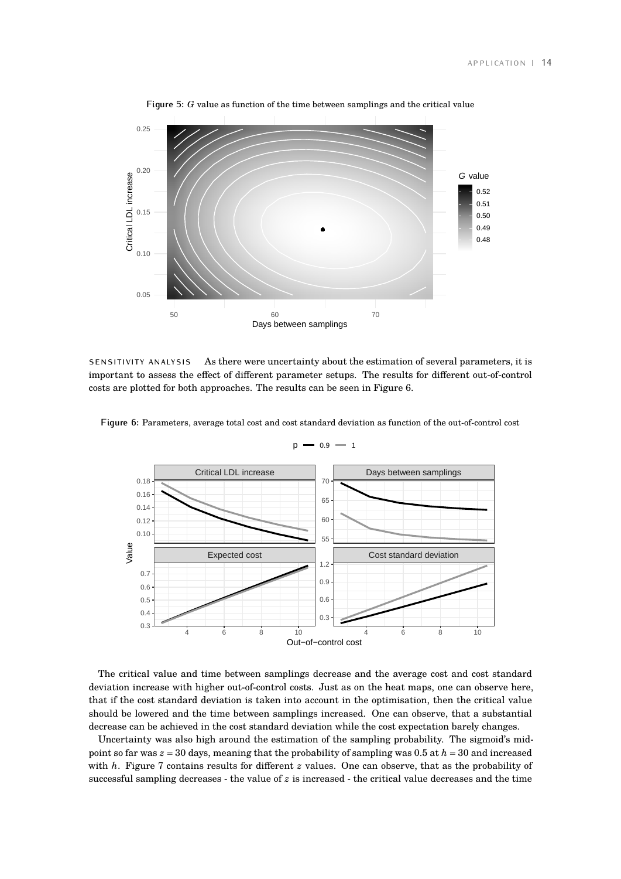**Figure 5:** $G$ value as function of the time between samplings and the critical value

Critical LDL increase
0.25
0.20
0.15
0.10
0.05
50
60
70
Days between samplings
$G$ value
0.52
0.51
0.50
0.49
0.48

SENSITIVITY ANALYSIS As there were uncertainty about the estimation of several parameters, it is important to assess the effect of different parameter setups. The results for different out-of-control costs are plotted for both approaches. The results can be seen in Figure 6.

**Figure 6:** Parameters, average total cost and cost standard deviation as function of the out-of-control cost

p — 0.9 — 1

Critical LDL increase
0.18
0.16
0.14
0.12
0.10
Days between samplings
70
65
60
55
Value
Expected cost
0.7
0.6
0.5
0.4
0.3
Cost standard deviation
1.2
0.9
0.6
0.3
4
6
8
10
4
6
8
10
Out−of−control cost

The critical value and time between samplings decrease and the average cost and cost standard deviation increase with higher out-of-control costs. Just as on the heat maps, one can observe here, that if the cost standard deviation is taken into account in the optimisation, then the critical value should be lowered and the time between samplings increased. One can observe, that a substantial decrease can be achieved in the cost standard deviation while the cost expectation barely changes.

Uncertainty was also high around the estimation of the sampling probability. The sigmoid's midpoint so far was $z = 30$ days, meaning that the probability of sampling was 0.5 at $h = 30$ and increased with $h$. Figure 7 contains results for different $z$ values. One can observe, that as the probability of successful sampling decreases - the value of $z$ is increased - the critical value decreases and the time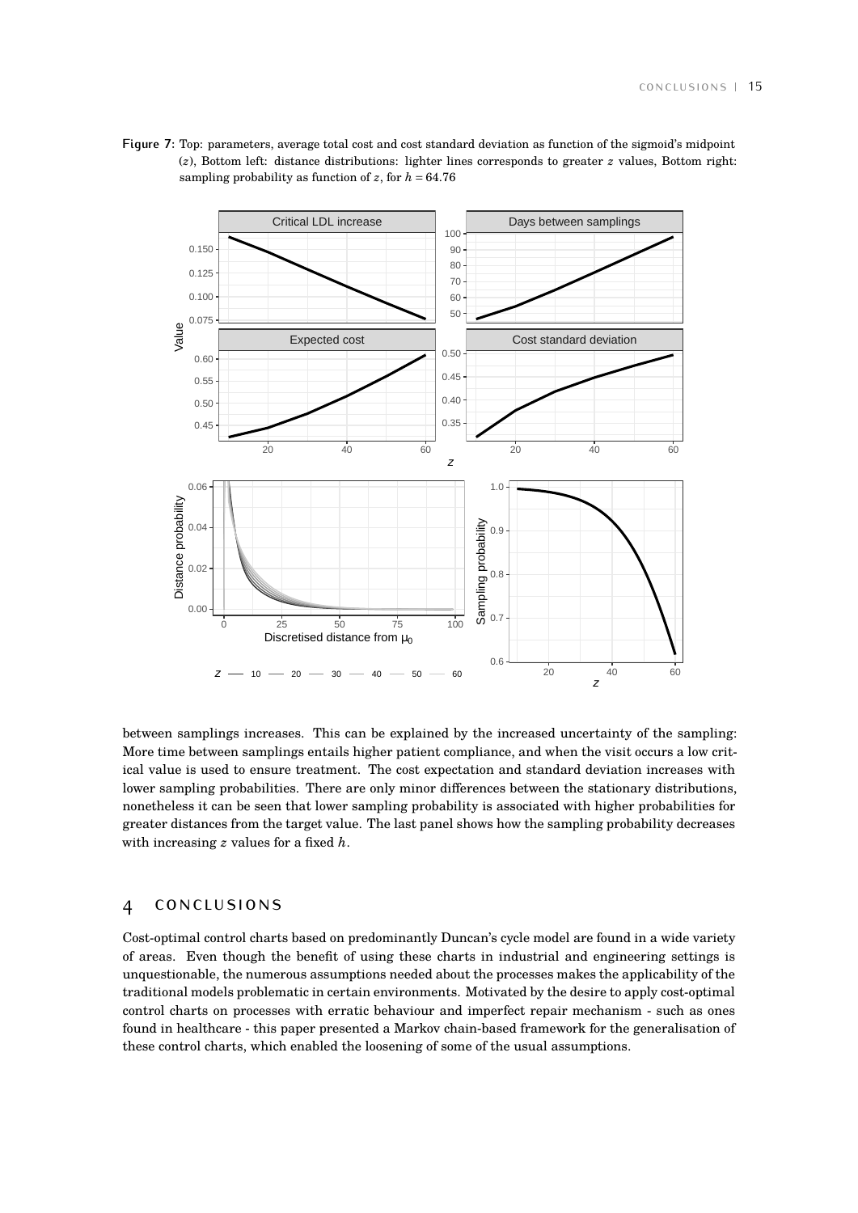Figure 7: Top: parameters, average total cost and cost standard deviation as function of the sigmoid's midpoint ($z$), Bottom left: distance distributions: lighter lines corresponds to greater $z$ values, Bottom right: sampling probability as function of $z$, for $h = 64.76$

Critical LDL increase

Days between samplings

Expected cost

Cost standard deviation

Value

z

Distance probability

Discretised distance from $\mu_0$

z — 10 — 20 — 30 — 40 — 50 — 60

Sampling probability

z

between samplings increases. This can be explained by the increased uncertainty of the sampling: More time between samplings entails higher patient compliance, and when the visit occurs a low critical value is used to ensure treatment. The cost expectation and standard deviation increases with lower sampling probabilities. There are only minor differences between the stationary distributions, nonetheless it can be seen that lower sampling probability is associated with higher probabilities for greater distances from the target value. The last panel shows how the sampling probability decreases with increasing $z$ values for a fixed $h$.

## 4 CONCLUSIONS

Cost-optimal control charts based on predominantly Duncan's cycle model are found in a wide variety of areas. Even though the benefit of using these charts in industrial and engineering settings is unquestionable, the numerous assumptions needed about the processes makes the applicability of the traditional models problematic in certain environments. Motivated by the desire to apply cost-optimal control charts on processes with erratic behaviour and imperfect repair mechanism - such as ones found in healthcare - this paper presented a Markov chain-based framework for the generalisation of these control charts, which enabled the loosening of some of the usual assumptions.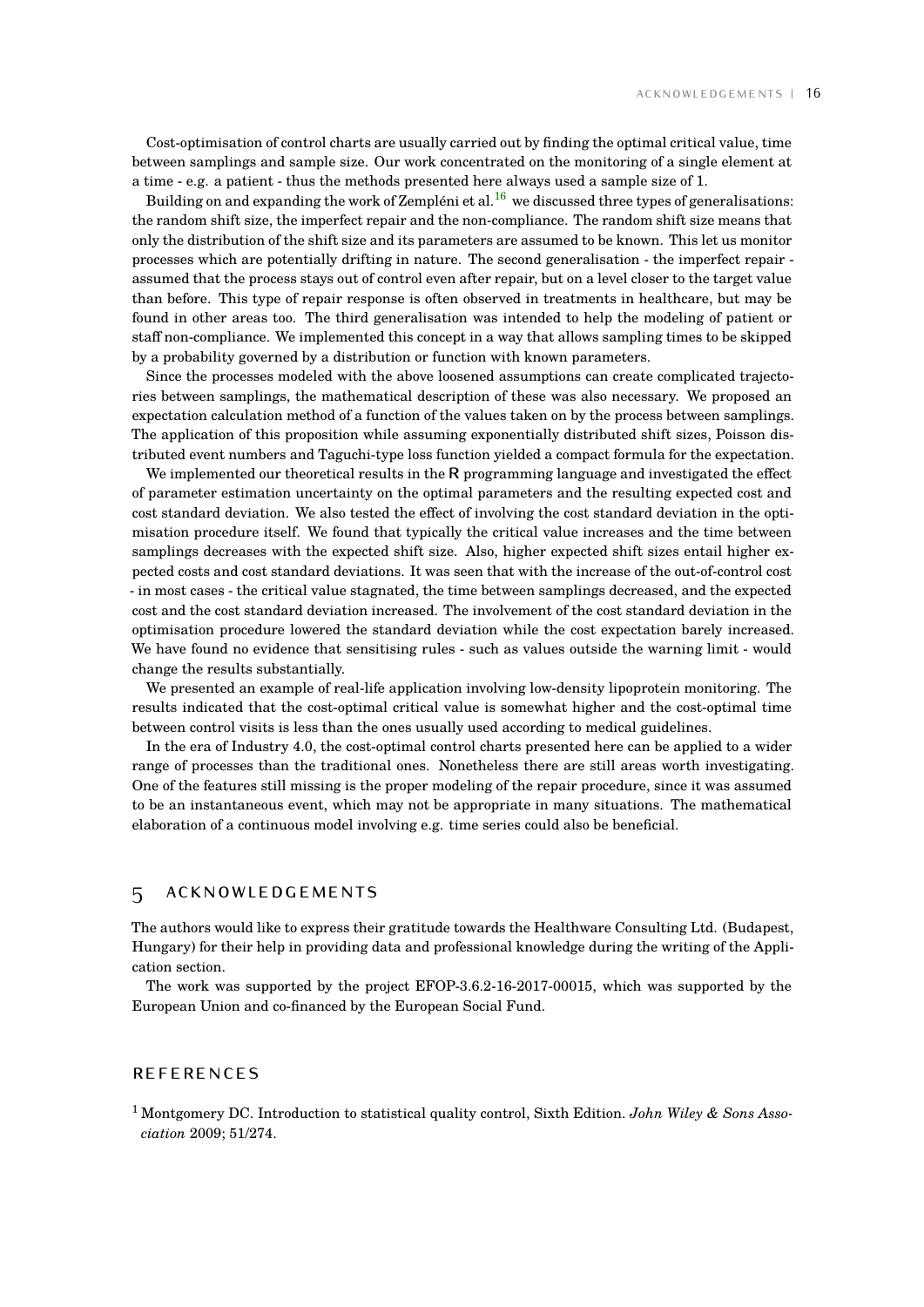Cost-optimisation of control charts are usually carried out by finding the optimal critical value, time between samplings and sample size. Our work concentrated on the monitoring of a single element at a time - e.g. a patient - thus the methods presented here always used a sample size of 1.

Building on and expanding the work of Zempléni et al.[16] we discussed three types of generalisations: the random shift size, the imperfect repair and the non-compliance. The random shift size means that only the distribution of the shift size and its parameters are assumed to be known. This let us monitor processes which are potentially drifting in nature. The second generalisation - the imperfect repair - assumed that the process stays out of control even after repair, but on a level closer to the target value than before. This type of repair response is often observed in treatments in healthcare, but may be found in other areas too. The third generalisation was intended to help the modeling of patient or staff non-compliance. We implemented this concept in a way that allows sampling times to be skipped by a probability governed by a distribution or function with known parameters.

Since the processes modeled with the above loosened assumptions can create complicated trajectories between samplings, the mathematical description of these was also necessary. We proposed an expectation calculation method of a function of the values taken on by the process between samplings. The application of this proposition while assuming exponentially distributed shift sizes, Poisson distributed event numbers and Taguchi-type loss function yielded a compact formula for the expectation.

We implemented our theoretical results in the R programming language and investigated the effect of parameter estimation uncertainty on the optimal parameters and the resulting expected cost and cost standard deviation. We also tested the effect of involving the cost standard deviation in the optimisation procedure itself. We found that typically the critical value increases and the time between samplings decreases with the expected shift size. Also, higher expected shift sizes entail higher expected costs and cost standard deviations. It was seen that with the increase of the out-of-control cost - in most cases - the critical value stagnated, the time between samplings decreased, and the expected cost and the cost standard deviation increased. The involvement of the cost standard deviation in the optimisation procedure lowered the standard deviation while the cost expectation barely increased. We have found no evidence that sensitising rules - such as values outside the warning limit - would change the results substantially.

We presented an example of real-life application involving low-density lipoprotein monitoring. The results indicated that the cost-optimal critical value is somewhat higher and the cost-optimal time between control visits is less than the ones usually used according to medical guidelines.

In the era of Industry 4.0, the cost-optimal control charts presented here can be applied to a wider range of processes than the traditional ones. Nonetheless there are still areas worth investigating. One of the features still missing is the proper modeling of the repair procedure, since it was assumed to be an instantaneous event, which may not be appropriate in many situations. The mathematical elaboration of a continuous model involving e.g. time series could also be beneficial.

## 5 ACKNOWLEDGEMENTS

The authors would like to express their gratitude towards the Healthware Consulting Ltd. (Budapest, Hungary) for their help in providing data and professional knowledge during the writing of the Application section.

The work was supported by the project EFOP-3.6.2-16-2017-00015, which was supported by the European Union and co-financed by the European Social Fund.

## REFERENCES

[1] Montgomery DC. Introduction to statistical quality control, Sixth Edition. *John Wiley & Sons Association* 2009; 51/274.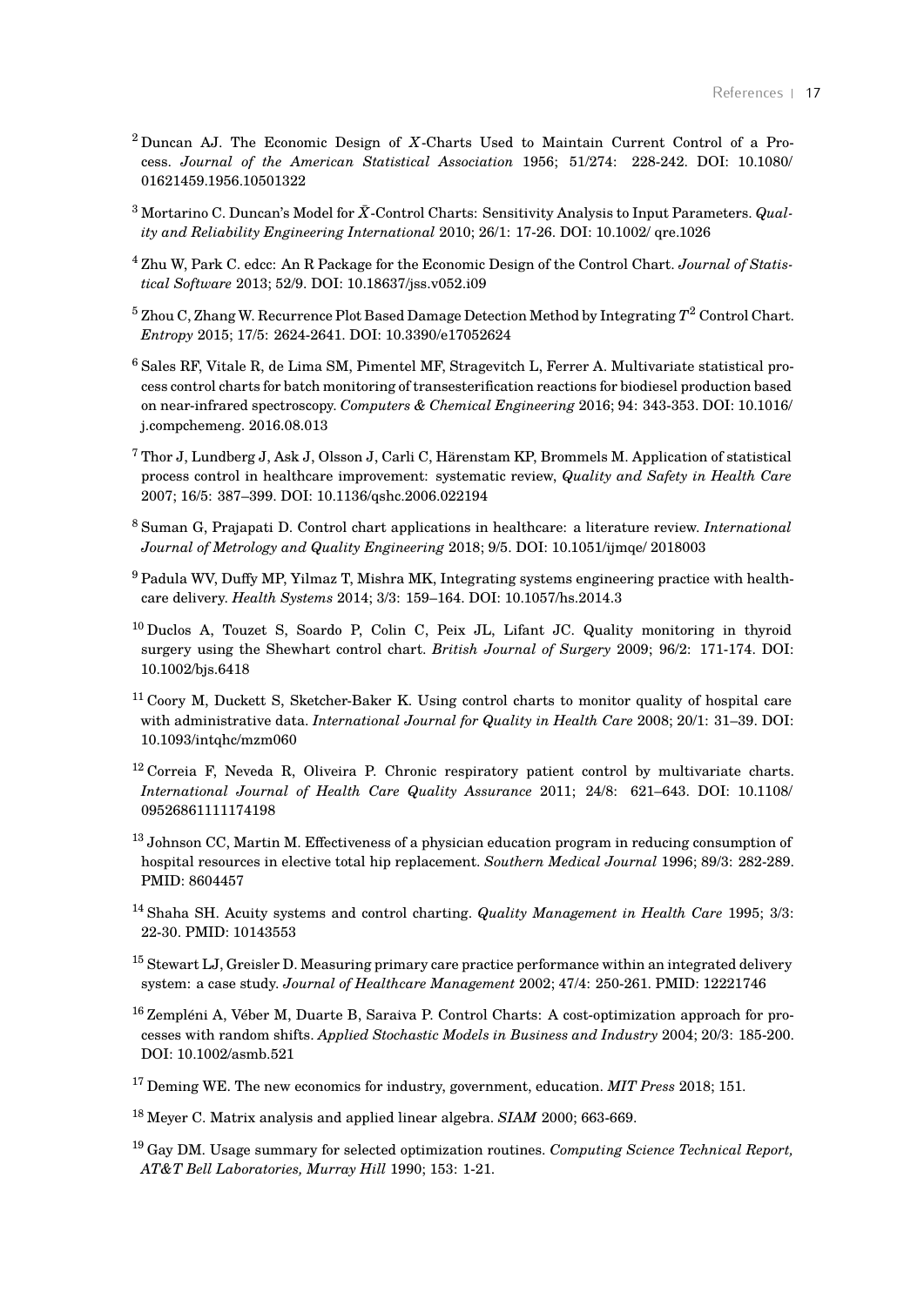[2] Duncan AJ. The Economic Design of $X$-Charts Used to Maintain Current Control of a Process. *Journal of the American Statistical Association* 1956; 51/274: 228-242. DOI: 10.1080/ 01621459.1956.10501322

[3] Mortarino C. Duncan's Model for $\bar{X}$-Control Charts: Sensitivity Analysis to Input Parameters. *Quality and Reliability Engineering International* 2010; 26/1: 17-26. DOI: 10.1002/ qre.1026

[4] Zhu W, Park C. edcc: An R Package for the Economic Design of the Control Chart. *Journal of Statistical Software* 2013; 52/9. DOI: 10.18637/jss.v052.i09

[5] Zhou C, Zhang W. Recurrence Plot Based Damage Detection Method by Integrating $T^2$ Control Chart. *Entropy* 2015; 17/5: 2624-2641. DOI: 10.3390/e17052624

[6] Sales RF, Vitale R, de Lima SM, Pimentel MF, Stragevitch L, Ferrer A. Multivariate statistical process control charts for batch monitoring of transesterification reactions for biodiesel production based on near-infrared spectroscopy. *Computers & Chemical Engineering* 2016; 94: 343-353. DOI: 10.1016/ j.compchemeng. 2016.08.013

[7] Thor J, Lundberg J, Ask J, Olsson J, Carli C, Härenstam KP, Brommels M. Application of statistical process control in healthcare improvement: systematic review, *Quality and Safety in Health Care* 2007; 16/5: 387–399. DOI: 10.1136/qshc.2006.022194

[8] Suman G, Prajapati D. Control chart applications in healthcare: a literature review. *International Journal of Metrology and Quality Engineering* 2018; 9/5. DOI: 10.1051/ijmqe/ 2018003

[9] Padula WV, Duffy MP, Yilmaz T, Mishra MK, Integrating systems engineering practice with healthcare delivery. *Health Systems* 2014; 3/3: 159–164. DOI: 10.1057/hs.2014.3

[10] Duclos A, Touzet S, Soardo P, Colin C, Peix JL, Lifant JC. Quality monitoring in thyroid surgery using the Shewhart control chart. *British Journal of Surgery* 2009; 96/2: 171-174. DOI: 10.1002/bjs.6418

[11] Coory M, Duckett S, Sketcher-Baker K. Using control charts to monitor quality of hospital care with administrative data. *International Journal for Quality in Health Care* 2008; 20/1: 31–39. DOI: 10.1093/intqhc/mzm060

[12] Correia F, Neveda R, Oliveira P. Chronic respiratory patient control by multivariate charts. *International Journal of Health Care Quality Assurance* 2011; 24/8: 621–643. DOI: 10.1108/ 09526861111174198

[13] Johnson CC, Martin M. Effectiveness of a physician education program in reducing consumption of hospital resources in elective total hip replacement. *Southern Medical Journal* 1996; 89/3: 282-289. PMID: 8604457

[14] Shaha SH. Acuity systems and control charting. *Quality Management in Health Care* 1995; 3/3: 22-30. PMID: 10143553

[15] Stewart LJ, Greisler D. Measuring primary care practice performance within an integrated delivery system: a case study. *Journal of Healthcare Management* 2002; 47/4: 250-261. PMID: 12221746

[16] Zempléni A, Véber M, Duarte B, Saraiva P. Control Charts: A cost-optimization approach for processes with random shifts. *Applied Stochastic Models in Business and Industry* 2004; 20/3: 185-200. DOI: 10.1002/asmb.521

[17] Deming WE. The new economics for industry, government, education. *MIT Press* 2018; 151.

[18] Meyer C. Matrix analysis and applied linear algebra. *SIAM* 2000; 663-669.

[19] Gay DM. Usage summary for selected optimization routines. *Computing Science Technical Report, AT&T Bell Laboratories, Murray Hill* 1990; 153: 1-21.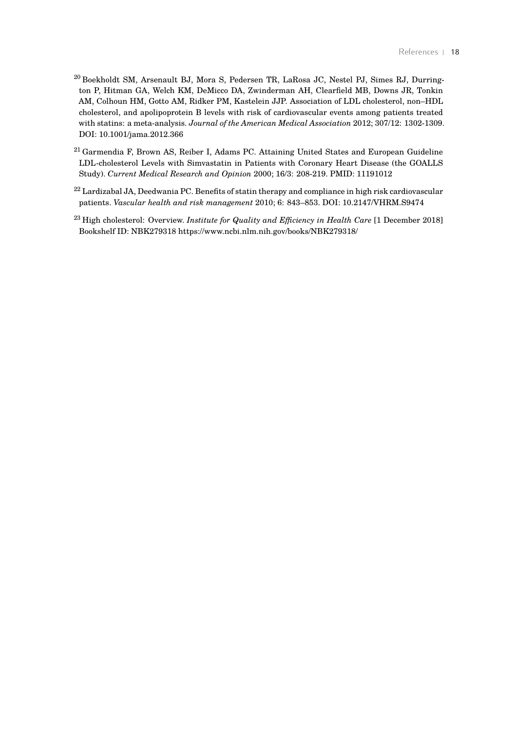[20] Boekholdt SM, Arsenault BJ, Mora S, Pedersen TR, LaRosa JC, Nestel PJ, Simes RJ, Durrington P, Hitman GA, Welch KM, DeMicco DA, Zwinderman AH, Clearfield MB, Downs JR, Tonkin AM, Colhoun HM, Gotto AM, Ridker PM, Kastelein JJP. Association of LDL cholesterol, non–HDL cholesterol, and apolipoprotein B levels with risk of cardiovascular events among patients treated with statins: a meta-analysis. *Journal of the American Medical Association* 2012; 307/12: 1302-1309. DOI: 10.1001/jama.2012.366

[21] Garmendia F, Brown AS, Reiber I, Adams PC. Attaining United States and European Guideline LDL-cholesterol Levels with Simvastatin in Patients with Coronary Heart Disease (the GOALLS Study). *Current Medical Research and Opinion* 2000; 16/3: 208-219. PMID: 11191012

[22] Lardizabal JA, Deedwania PC. Benefits of statin therapy and compliance in high risk cardiovascular patients. *Vascular health and risk management* 2010; 6: 843–853. DOI: 10.2147/VHRM.S9474

[23] High cholesterol: Overview. *Institute for Quality and Efficiency in Health Care* [1 December 2018] Bookshelf ID: NBK279318 https://www.ncbi.nlm.nih.gov/books/NBK279318/